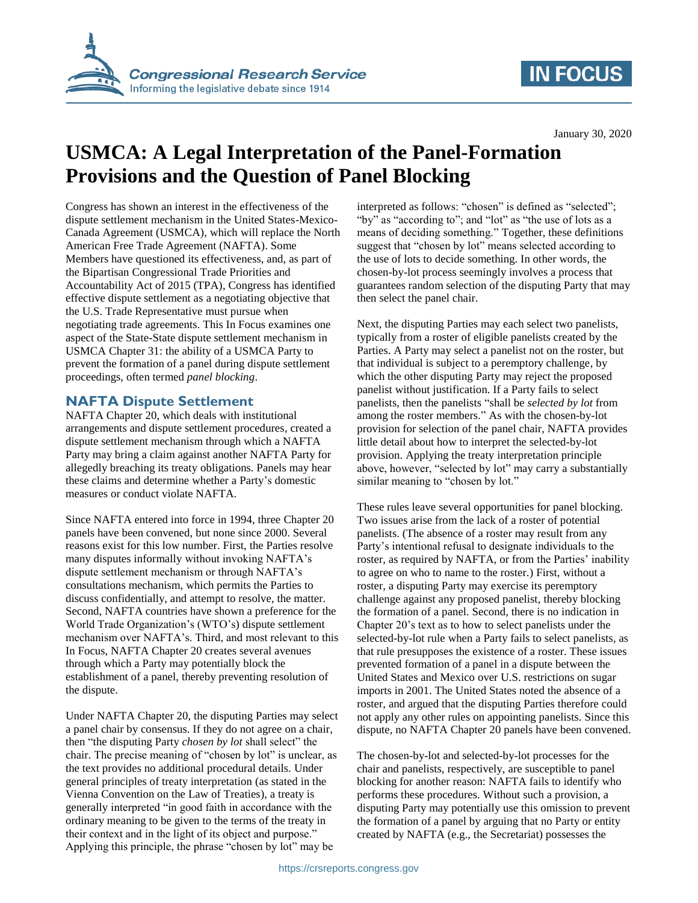January 30, 2020

# USMCA: A Legal Interpretation of the Panel-Formation Provisions and the Question of Panel Blocking

Congress has shown an interest in the effectiveness of the dispute settlement mechanism in the United States-Mexico-Canada Agreement (USMCA), which will replace the North American Free Trade Agreement (NAFTA). Some Members have questioned its effectiveness, and, as part of the Bipartisan Congressional Trade Priorities and Accountability Act of 2015 (TPA), Congress has identified effective dispute settlement as a negotiating objective that the U.S. Trade Representative must pursue when negotiating trade agreements. This In Focus examines one aspect of the State-State dispute settlement mechanism in USMCA Chapter 31: the ability of a USMCA Party to prevent the formation of a panel during dispute settlement proceedings, often termed *panel blocking*.

## NAFTA Dispute Settlement

NAFTA Chapter 20, which deals with institutional arrangements and dispute settlement procedures, created a dispute settlement mechanism through which a NAFTA Party may bring a claim against another NAFTA Party for allegedly breaching its treaty obligations. Panels may hear these claims and determine whether a Party's domestic measures or conduct violate NAFTA.

Since NAFTA entered into force in 1994, three Chapter 20 panels have been convened, but none since 2000. Several reasons exist for this low number. First, the Parties resolve many disputes informally without invoking NAFTA's dispute settlement mechanism or through NAFTA's consultations mechanism, which permits the Parties to discuss confidentially, and attempt to resolve, the matter. Second, NAFTA countries have shown a preference for the World Trade Organization's (WTO's) dispute settlement mechanism over NAFTA's. Third, and most relevant to this In Focus, NAFTA Chapter 20 creates several avenues through which a Party may potentially block the establishment of a panel, thereby preventing resolution of the dispute.

Under NAFTA Chapter 20, the disputing Parties may select a panel chair by consensus. If they do not agree on a chair, then "the disputing Party *chosen by lot* shall select" the chair. The precise meaning of "chosen by lot" is unclear, as the text provides no additional procedural details. Under general principles of treaty interpretation (as stated in the Vienna Convention on the Law of Treaties), a treaty is generally interpreted "in good faith in accordance with the ordinary meaning to be given to the terms of the treaty in their context and in the light of its object and purpose." Applying this principle, the phrase "chosen by lot" may be interpreted as follows: "chosen" is defined as "selected"; "by" as "according to"; and "lot" as "the use of lots as a means of deciding something." Together, these definitions suggest that "chosen by lot" means selected according to the use of lots to decide something. In other words, the chosen-by-lot process seemingly involves a process that guarantees random selection of the disputing Party that may then select the panel chair.

Next, the disputing Parties may each select two panelists, typically from a roster of eligible panelists created by the Parties. A Party may select a panelist not on the roster, but that individual is subject to a peremptory challenge, by which the other disputing Party may reject the proposed panelist without justification. If a Party fails to select panelists, then the panelists "shall be *selected by lot* from among the roster members." As with the chosen-by-lot provision for selection of the panel chair, NAFTA provides little detail about how to interpret the selected-by-lot provision. Applying the treaty interpretation principle above, however, "selected by lot" may carry a substantially similar meaning to "chosen by lot."

These rules leave several opportunities for panel blocking. Two issues arise from the lack of a roster of potential panelists. (The absence of a roster may result from any Party's intentional refusal to designate individuals to the roster, as required by NAFTA, or from the Parties' inability to agree on who to name to the roster.) First, without a roster, a disputing Party may exercise its peremptory challenge against any proposed panelist, thereby blocking the formation of a panel. Second, there is no indication in Chapter 20's text as to how to select panelists under the selected-by-lot rule when a Party fails to select panelists, as that rule presupposes the existence of a roster. These issues prevented formation of a panel in a dispute between the United States and Mexico over U.S. restrictions on sugar imports in 2001. The United States noted the absence of a roster, and argued that the disputing Parties therefore could not apply any other rules on appointing panelists. Since this dispute, no NAFTA Chapter 20 panels have been convened.

The chosen-by-lot and selected-by-lot processes for the chair and panelists, respectively, are susceptible to panel blocking for another reason: NAFTA fails to identify who performs these procedures. Without such a provision, a disputing Party may potentially use this omission to prevent the formation of a panel by arguing that no Party or entity created by NAFTA (e.g., the Secretariat) possesses the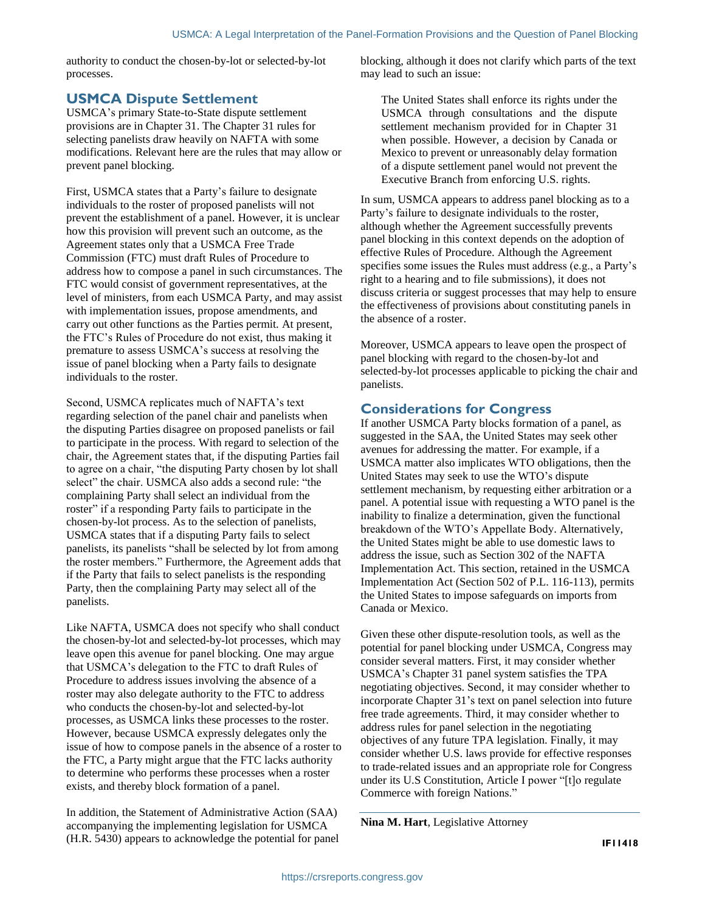authority to conduct the chosen-by-lot or selected-by-lot processes.

## USMCA Dispute Settlement

USMCA's primary State-to-State dispute settlement provisions are in Chapter 31. The Chapter 31 rules for selecting panelists draw heavily on NAFTA with some modifications. Relevant here are the rules that may allow or prevent panel blocking.

First, USMCA states that a Party's failure to designate individuals to the roster of proposed panelists will not prevent the establishment of a panel. However, it is unclear how this provision will prevent such an outcome, as the Agreement states only that a USMCA Free Trade Commission (FTC) must draft Rules of Procedure to address how to compose a panel in such circumstances. The FTC would consist of government representatives, at the level of ministers, from each USMCA Party, and may assist with implementation issues, propose amendments, and carry out other functions as the Parties permit. At present, the FTC's Rules of Procedure do not exist, thus making it premature to assess USMCA's success at resolving the issue of panel blocking when a Party fails to designate individuals to the roster.

Second, USMCA replicates much of NAFTA's text regarding selection of the panel chair and panelists when the disputing Parties disagree on proposed panelists or fail to participate in the process. With regard to selection of the chair, the Agreement states that, if the disputing Parties fail to agree on a chair, "the disputing Party chosen by lot shall select" the chair. USMCA also adds a second rule: "the complaining Party shall select an individual from the roster" if a responding Party fails to participate in the chosen-by-lot process. As to the selection of panelists, USMCA states that if a disputing Party fails to select panelists, its panelists "shall be selected by lot from among the roster members." Furthermore, the Agreement adds that if the Party that fails to select panelists is the responding Party, then the complaining Party may select all of the panelists.

Like NAFTA, USMCA does not specify who shall conduct the chosen-by-lot and selected-by-lot processes, which may leave open this avenue for panel blocking. One may argue that USMCA's delegation to the FTC to draft Rules of Procedure to address issues involving the absence of a roster may also delegate authority to the FTC to address who conducts the chosen-by-lot and selected-by-lot processes, as USMCA links these processes to the roster. However, because USMCA expressly delegates only the issue of how to compose panels in the absence of a roster to the FTC, a Party might argue that the FTC lacks authority to determine who performs these processes when a roster exists, and thereby block formation of a panel.

In addition, the Statement of Administrative Action (SAA) accompanying the implementing legislation for USMCA (H.R. 5430) appears to acknowledge the potential for panel blocking, although it does not clarify which parts of the text may lead to such an issue:

> The United States shall enforce its rights under the USMCA through consultations and the dispute settlement mechanism provided for in Chapter 31 when possible. However, a decision by Canada or Mexico to prevent or unreasonably delay formation of a dispute settlement panel would not prevent the Executive Branch from enforcing U.S. rights.

In sum, USMCA appears to address panel blocking as to a Party's failure to designate individuals to the roster, although whether the Agreement successfully prevents panel blocking in this context depends on the adoption of effective Rules of Procedure. Although the Agreement specifies some issues the Rules must address (e.g., a Party's right to a hearing and to file submissions), it does not discuss criteria or suggest processes that may help to ensure the effectiveness of provisions about constituting panels in the absence of a roster.

Moreover, USMCA appears to leave open the prospect of panel blocking with regard to the chosen-by-lot and selected-by-lot processes applicable to picking the chair and panelists.

## Considerations for Congress

If another USMCA Party blocks formation of a panel, as suggested in the SAA, the United States may seek other avenues for addressing the matter. For example, if a USMCA matter also implicates WTO obligations, then the United States may seek to use the WTO's dispute settlement mechanism, by requesting either arbitration or a panel. A potential issue with requesting a WTO panel is the inability to finalize a determination, given the functional breakdown of the WTO's Appellate Body. Alternatively, the United States might be able to use domestic laws to address the issue, such as Section 302 of the NAFTA Implementation Act. This section, retained in the USMCA Implementation Act (Section 502 of P.L. 116-113), permits the United States to impose safeguards on imports from Canada or Mexico.

Given these other dispute-resolution tools, as well as the potential for panel blocking under USMCA, Congress may consider several matters. First, it may consider whether USMCA's Chapter 31 panel system satisfies the TPA negotiating objectives. Second, it may consider whether to incorporate Chapter 31's text on panel selection into future free trade agreements. Third, it may consider whether to address rules for panel selection in the negotiating objectives of any future TPA legislation. Finally, it may consider whether U.S. laws provide for effective responses to trade-related issues and an appropriate role for Congress under its U.S Constitution, Article I power "[t]o regulate Commerce with foreign Nations."

---

**Nina M. Hart**, Legislative Attorney

**IF11418**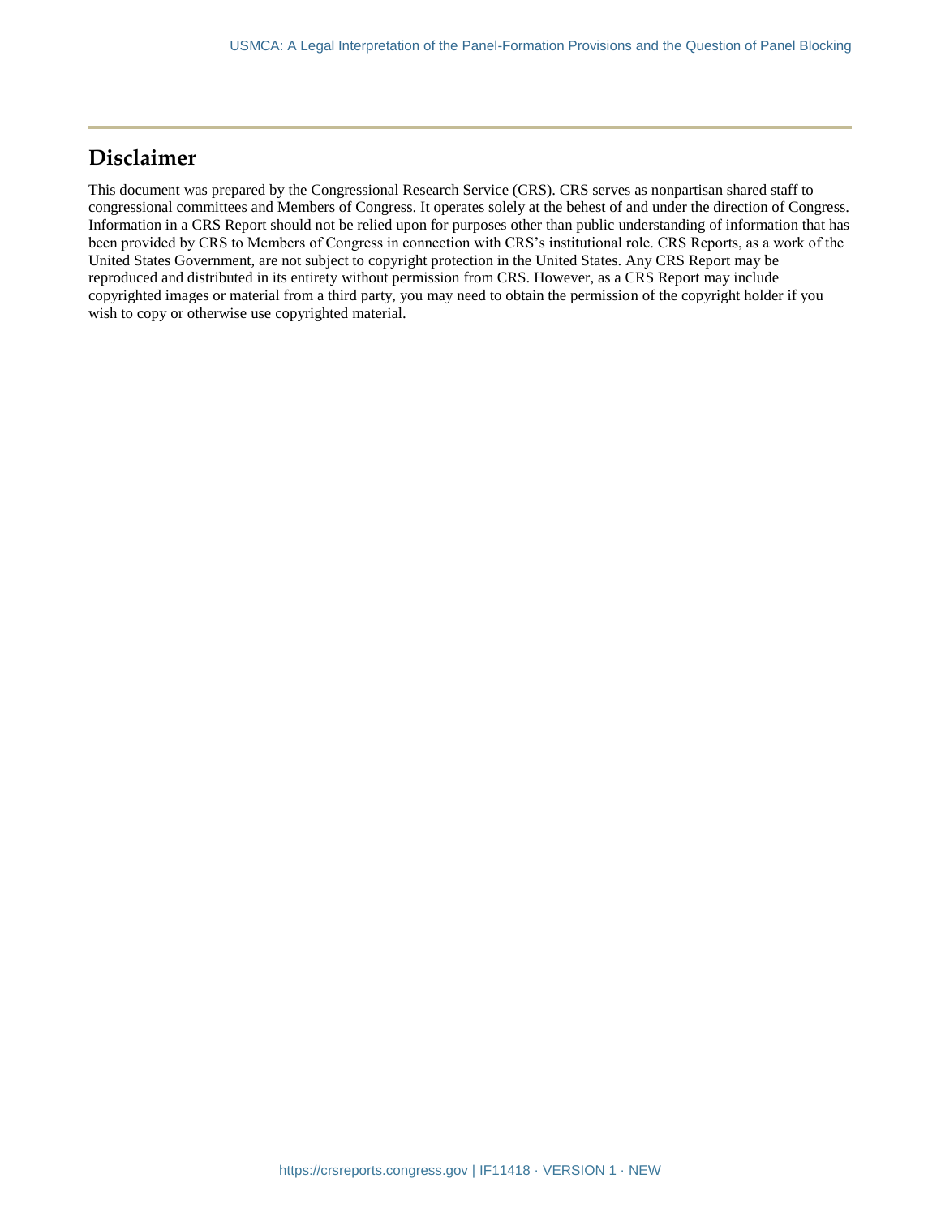## Disclaimer

This document was prepared by the Congressional Research Service (CRS). CRS serves as nonpartisan shared staff to congressional committees and Members of Congress. It operates solely at the behest of and under the direction of Congress. Information in a CRS Report should not be relied upon for purposes other than public understanding of information that has been provided by CRS to Members of Congress in connection with CRS's institutional role. CRS Reports, as a work of the United States Government, are not subject to copyright protection in the United States. Any CRS Report may be reproduced and distributed in its entirety without permission from CRS. However, as a CRS Report may include copyrighted images or material from a third party, you may need to obtain the permission of the copyright holder if you wish to copy or otherwise use copyrighted material.